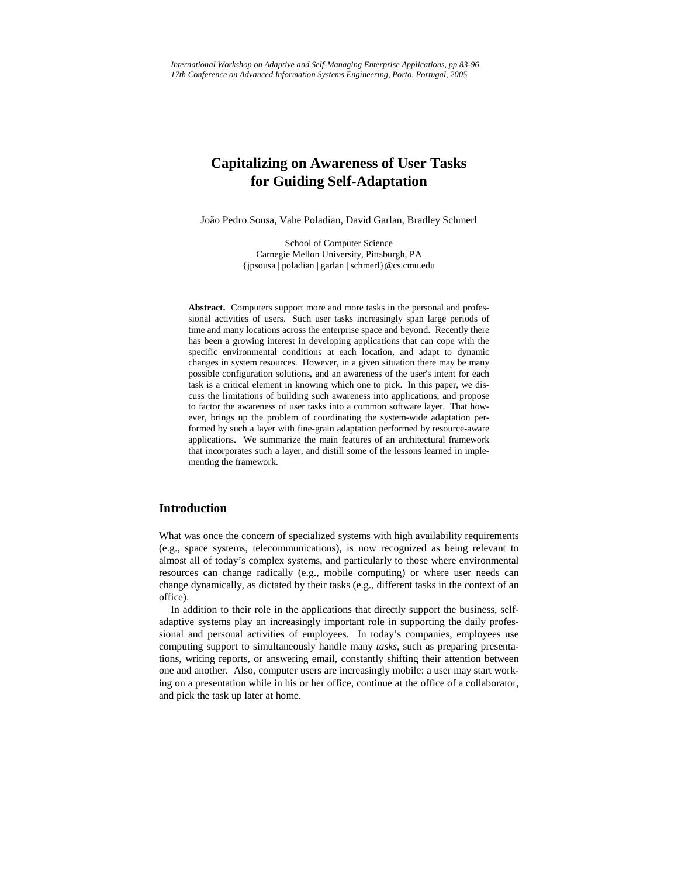*International Workshop on Adaptive and Self-Managing Enterprise Applications, pp 83-96*
*17th Conference on Advanced Information Systems Engineering, Porto, Portugal, 2005*

# Capitalizing on Awareness of User Tasks for Guiding Self-Adaptation

João Pedro Sousa, Vahe Poladian, David Garlan, Bradley Schmerl

School of Computer Science
Carnegie Mellon University, Pittsburgh, PA
{jpsousa | poladian | garlan | schmerl}@cs.cmu.edu

**Abstract.** Computers support more and more tasks in the personal and professional activities of users. Such user tasks increasingly span large periods of time and many locations across the enterprise space and beyond. Recently there has been a growing interest in developing applications that can cope with the specific environmental conditions at each location, and adapt to dynamic changes in system resources. However, in a given situation there may be many possible configuration solutions, and an awareness of the user's intent for each task is a critical element in knowing which one to pick. In this paper, we discuss the limitations of building such awareness into applications, and propose to factor the awareness of user tasks into a common software layer. That however, brings up the problem of coordinating the system-wide adaptation performed by such a layer with fine-grain adaptation performed by resource-aware applications. We summarize the main features of an architectural framework that incorporates such a layer, and distill some of the lessons learned in implementing the framework.

## Introduction

What was once the concern of specialized systems with high availability requirements (e.g., space systems, telecommunications), is now recognized as being relevant to almost all of today's complex systems, and particularly to those where environmental resources can change radically (e.g., mobile computing) or where user needs can change dynamically, as dictated by their tasks (e.g., different tasks in the context of an office).

In addition to their role in the applications that directly support the business, self-adaptive systems play an increasingly important role in supporting the daily professional and personal activities of employees. In today's companies, employees use computing support to simultaneously handle many *tasks*, such as preparing presentations, writing reports, or answering email, constantly shifting their attention between one and another. Also, computer users are increasingly mobile: a user may start working on a presentation while in his or her office, continue at the office of a collaborator, and pick the task up later at home.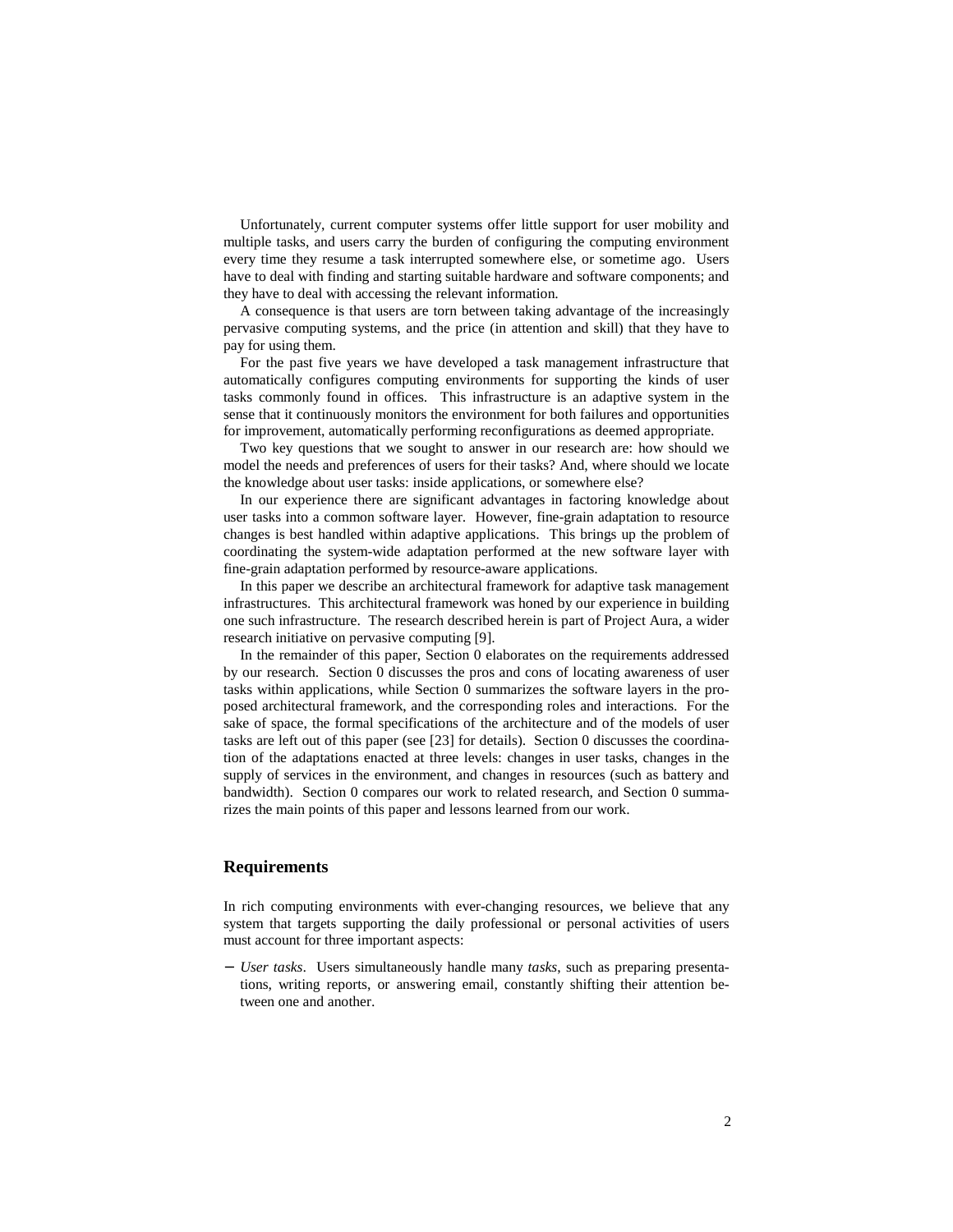Unfortunately, current computer systems offer little support for user mobility and multiple tasks, and users carry the burden of configuring the computing environment every time they resume a task interrupted somewhere else, or sometime ago. Users have to deal with finding and starting suitable hardware and software components; and they have to deal with accessing the relevant information.

A consequence is that users are torn between taking advantage of the increasingly pervasive computing systems, and the price (in attention and skill) that they have to pay for using them.

For the past five years we have developed a task management infrastructure that automatically configures computing environments for supporting the kinds of user tasks commonly found in offices. This infrastructure is an adaptive system in the sense that it continuously monitors the environment for both failures and opportunities for improvement, automatically performing reconfigurations as deemed appropriate.

Two key questions that we sought to answer in our research are: how should we model the needs and preferences of users for their tasks? And, where should we locate the knowledge about user tasks: inside applications, or somewhere else?

In our experience there are significant advantages in factoring knowledge about user tasks into a common software layer. However, fine-grain adaptation to resource changes is best handled within adaptive applications. This brings up the problem of coordinating the system-wide adaptation performed at the new software layer with fine-grain adaptation performed by resource-aware applications.

In this paper we describe an architectural framework for adaptive task management infrastructures. This architectural framework was honed by our experience in building one such infrastructure. The research described herein is part of Project Aura, a wider research initiative on pervasive computing [9].

In the remainder of this paper, Section 0 elaborates on the requirements addressed by our research. Section 0 discusses the pros and cons of locating awareness of user tasks within applications, while Section 0 summarizes the software layers in the proposed architectural framework, and the corresponding roles and interactions. For the sake of space, the formal specifications of the architecture and of the models of user tasks are left out of this paper (see [23] for details). Section 0 discusses the coordination of the adaptations enacted at three levels: changes in user tasks, changes in the supply of services in the environment, and changes in resources (such as battery and bandwidth). Section 0 compares our work to related research, and Section 0 summarizes the main points of this paper and lessons learned from our work.

## Requirements

In rich computing environments with ever-changing resources, we believe that any system that targets supporting the daily professional or personal activities of users must account for three important aspects:

- *User tasks*. Users simultaneously handle many *tasks*, such as preparing presentations, writing reports, or answering email, constantly shifting their attention between one and another.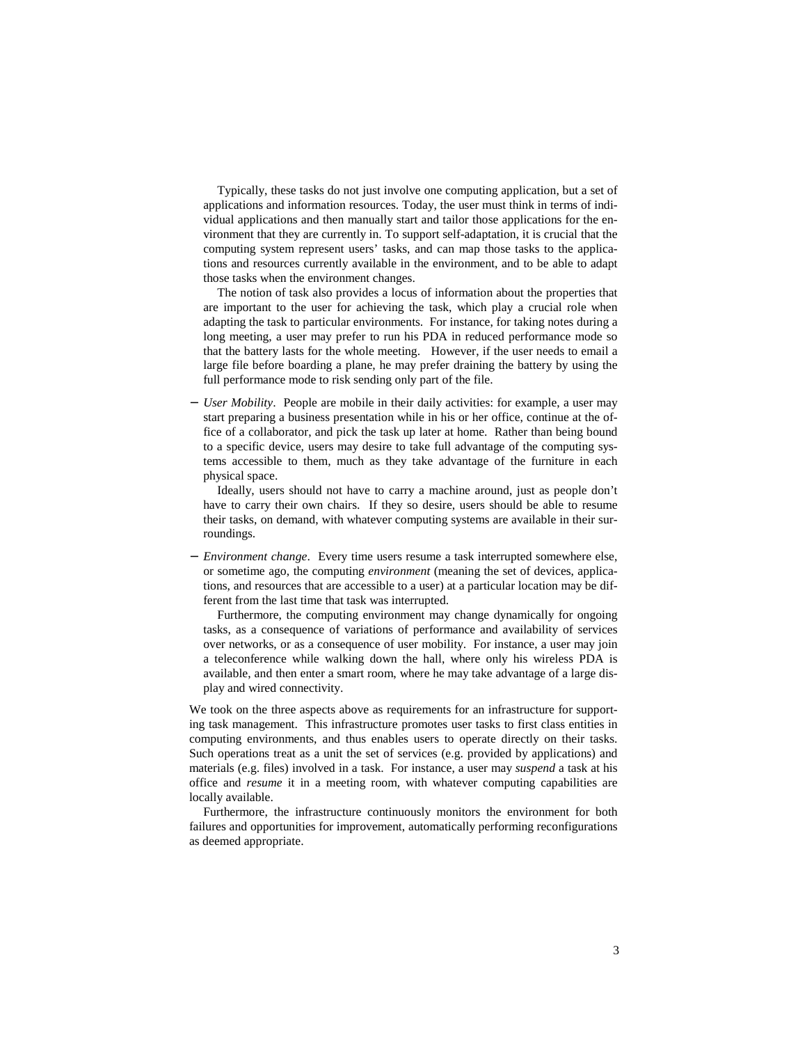Typically, these tasks do not just involve one computing application, but a set of applications and information resources. Today, the user must think in terms of individual applications and then manually start and tailor those applications for the environment that they are currently in. To support self-adaptation, it is crucial that the computing system represent users' tasks, and can map those tasks to the applications and resources currently available in the environment, and to be able to adapt those tasks when the environment changes.

The notion of task also provides a locus of information about the properties that are important to the user for achieving the task, which play a crucial role when adapting the task to particular environments. For instance, for taking notes during a long meeting, a user may prefer to run his PDA in reduced performance mode so that the battery lasts for the whole meeting. However, if the user needs to email a large file before boarding a plane, he may prefer draining the battery by using the full performance mode to risk sending only part of the file.

- *User Mobility*. People are mobile in their daily activities: for example, a user may start preparing a business presentation while in his or her office, continue at the office of a collaborator, and pick the task up later at home. Rather than being bound to a specific device, users may desire to take full advantage of the computing systems accessible to them, much as they take advantage of the furniture in each physical space.

  Ideally, users should not have to carry a machine around, just as people don't have to carry their own chairs. If they so desire, users should be able to resume their tasks, on demand, with whatever computing systems are available in their surroundings.

- *Environment change*. Every time users resume a task interrupted somewhere else, or sometime ago, the computing *environment* (meaning the set of devices, applications, and resources that are accessible to a user) at a particular location may be different from the last time that task was interrupted.

  Furthermore, the computing environment may change dynamically for ongoing tasks, as a consequence of variations of performance and availability of services over networks, or as a consequence of user mobility. For instance, a user may join a teleconference while walking down the hall, where only his wireless PDA is available, and then enter a smart room, where he may take advantage of a large display and wired connectivity.

We took on the three aspects above as requirements for an infrastructure for supporting task management. This infrastructure promotes user tasks to first class entities in computing environments, and thus enables users to operate directly on their tasks. Such operations treat as a unit the set of services (e.g. provided by applications) and materials (e.g. files) involved in a task. For instance, a user may *suspend* a task at his office and *resume* it in a meeting room, with whatever computing capabilities are locally available.

Furthermore, the infrastructure continuously monitors the environment for both failures and opportunities for improvement, automatically performing reconfigurations as deemed appropriate.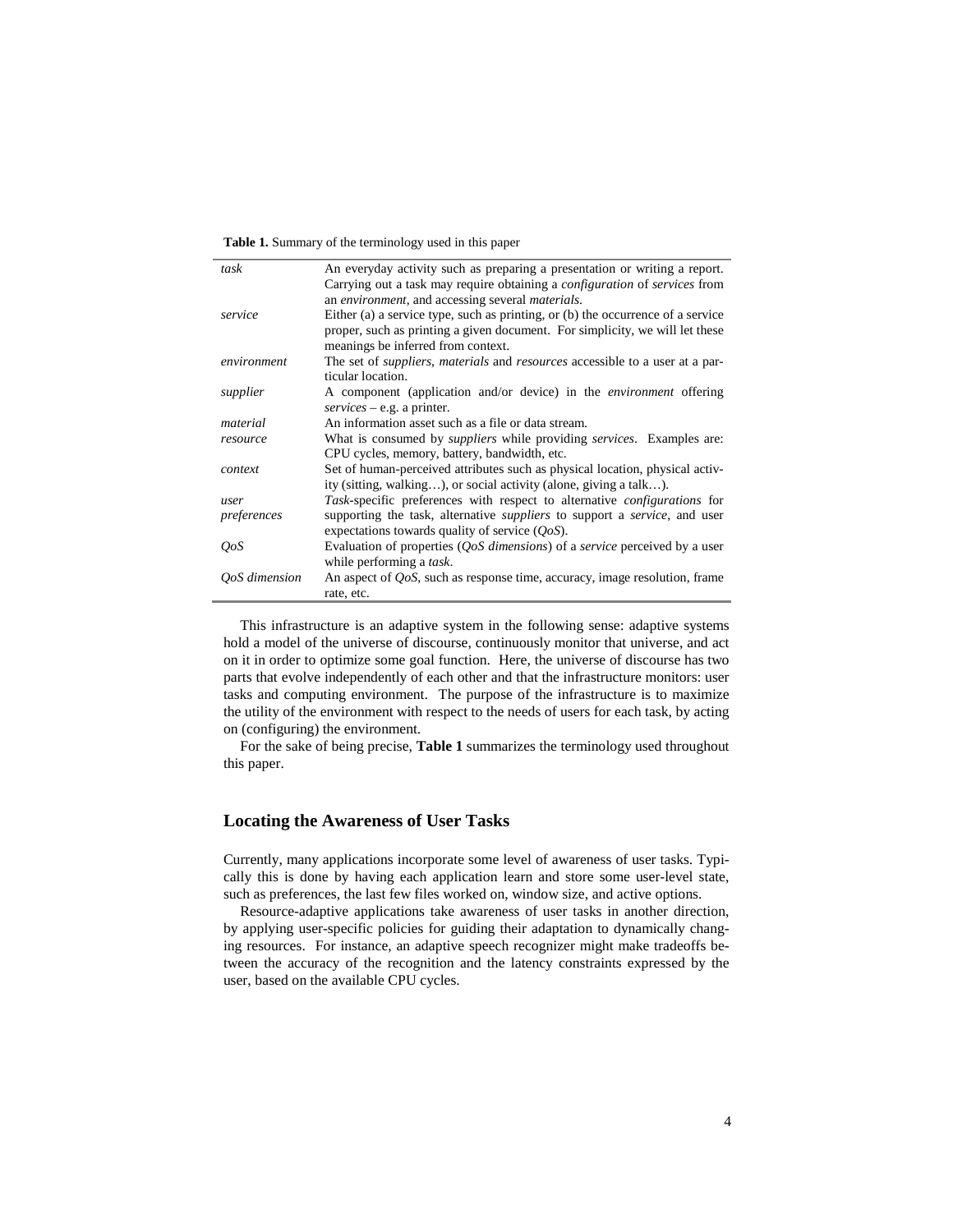**Table 1.** Summary of the terminology used in this paper

| | |
|---|---|
| *task* | An everyday activity such as preparing a presentation or writing a report. Carrying out a task may require obtaining a *configuration* of *services* from an *environment*, and accessing several *materials*. |
| *service* | Either (a) a service type, such as printing, or (b) the occurrence of a service proper, such as printing a given document. For simplicity, we will let these meanings be inferred from context. |
| *environment* | The set of *suppliers*, *materials* and *resources* accessible to a user at a particular location. |
| *supplier* | A component (application and/or device) in the *environment* offering *services* – e.g. a printer. |
| *material* | An information asset such as a file or data stream. |
| *resource* | What is consumed by *suppliers* while providing *services*. Examples are: CPU cycles, memory, battery, bandwidth, etc. |
| *context* | Set of human-perceived attributes such as physical location, physical activity (sitting, walking…), or social activity (alone, giving a talk…). |
| *user preferences* | *Task*-specific preferences with respect to alternative *configurations* for supporting the task, alternative *suppliers* to support a *service*, and user expectations towards quality of service (*QoS*). |
| *QoS* | Evaluation of properties (*QoS dimensions*) of a *service* perceived by a user while performing a *task*. |
| *QoS dimension* | An aspect of *QoS*, such as response time, accuracy, image resolution, frame rate, etc. |

This infrastructure is an adaptive system in the following sense: adaptive systems hold a model of the universe of discourse, continuously monitor that universe, and act on it in order to optimize some goal function. Here, the universe of discourse has two parts that evolve independently of each other and that the infrastructure monitors: user tasks and computing environment. The purpose of the infrastructure is to maximize the utility of the environment with respect to the needs of users for each task, by acting on (configuring) the environment.

For the sake of being precise, **Table 1** summarizes the terminology used throughout this paper.

## Locating the Awareness of User Tasks

Currently, many applications incorporate some level of awareness of user tasks. Typically this is done by having each application learn and store some user-level state, such as preferences, the last few files worked on, window size, and active options.

Resource-adaptive applications take awareness of user tasks in another direction, by applying user-specific policies for guiding their adaptation to dynamically changing resources. For instance, an adaptive speech recognizer might make tradeoffs between the accuracy of the recognition and the latency constraints expressed by the user, based on the available CPU cycles.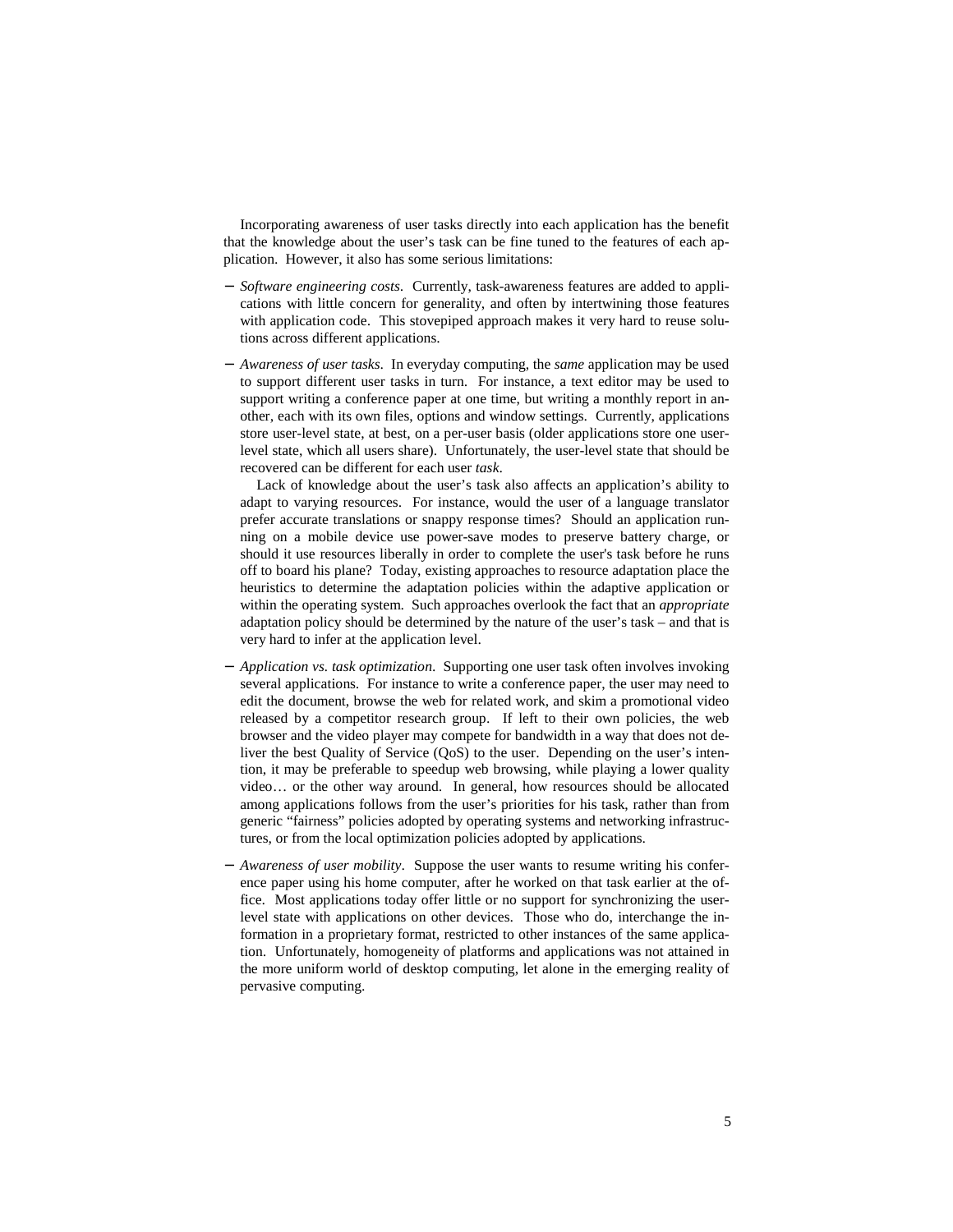Incorporating awareness of user tasks directly into each application has the benefit that the knowledge about the user's task can be fine tuned to the features of each application. However, it also has some serious limitations:

- *Software engineering costs*. Currently, task-awareness features are added to applications with little concern for generality, and often by intertwining those features with application code. This stovepiped approach makes it very hard to reuse solutions across different applications.
- *Awareness of user tasks*. In everyday computing, the *same* application may be used to support different user tasks in turn. For instance, a text editor may be used to support writing a conference paper at one time, but writing a monthly report in another, each with its own files, options and window settings. Currently, applications store user-level state, at best, on a per-user basis (older applications store one user-level state, which all users share). Unfortunately, the user-level state that should be recovered can be different for each user *task*.

  Lack of knowledge about the user's task also affects an application's ability to adapt to varying resources. For instance, would the user of a language translator prefer accurate translations or snappy response times? Should an application running on a mobile device use power-save modes to preserve battery charge, or should it use resources liberally in order to complete the user's task before he runs off to board his plane? Today, existing approaches to resource adaptation place the heuristics to determine the adaptation policies within the adaptive application or within the operating system. Such approaches overlook the fact that an *appropriate* adaptation policy should be determined by the nature of the user's task – and that is very hard to infer at the application level.
- *Application vs. task optimization*. Supporting one user task often involves invoking several applications. For instance to write a conference paper, the user may need to edit the document, browse the web for related work, and skim a promotional video released by a competitor research group. If left to their own policies, the web browser and the video player may compete for bandwidth in a way that does not deliver the best Quality of Service (QoS) to the user. Depending on the user's intention, it may be preferable to speedup web browsing, while playing a lower quality video… or the other way around. In general, how resources should be allocated among applications follows from the user's priorities for his task, rather than from generic "fairness" policies adopted by operating systems and networking infrastructures, or from the local optimization policies adopted by applications.
- *Awareness of user mobility*. Suppose the user wants to resume writing his conference paper using his home computer, after he worked on that task earlier at the office. Most applications today offer little or no support for synchronizing the user-level state with applications on other devices. Those who do, interchange the information in a proprietary format, restricted to other instances of the same application. Unfortunately, homogeneity of platforms and applications was not attained in the more uniform world of desktop computing, let alone in the emerging reality of pervasive computing.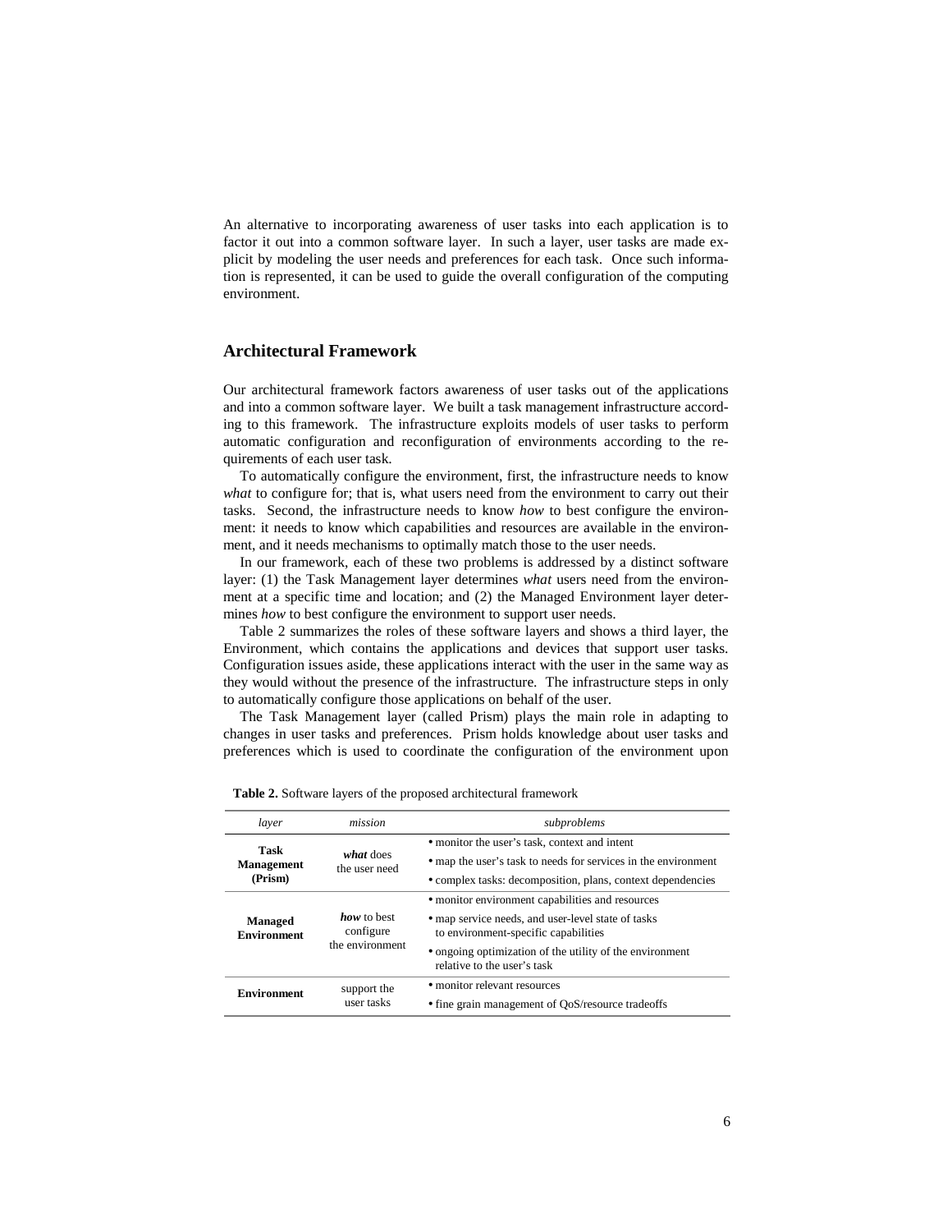An alternative to incorporating awareness of user tasks into each application is to factor it out into a common software layer. In such a layer, user tasks are made explicit by modeling the user needs and preferences for each task. Once such information is represented, it can be used to guide the overall configuration of the computing environment.

## Architectural Framework

Our architectural framework factors awareness of user tasks out of the applications and into a common software layer. We built a task management infrastructure according to this framework. The infrastructure exploits models of user tasks to perform automatic configuration and reconfiguration of environments according to the requirements of each user task.

To automatically configure the environment, first, the infrastructure needs to know *what* to configure for; that is, what users need from the environment to carry out their tasks. Second, the infrastructure needs to know *how* to best configure the environment: it needs to know which capabilities and resources are available in the environment, and it needs mechanisms to optimally match those to the user needs.

In our framework, each of these two problems is addressed by a distinct software layer: (1) the Task Management layer determines *what* users need from the environment at a specific time and location; and (2) the Managed Environment layer determines *how* to best configure the environment to support user needs.

Table 2 summarizes the roles of these software layers and shows a third layer, the Environment, which contains the applications and devices that support user tasks. Configuration issues aside, these applications interact with the user in the same way as they would without the presence of the infrastructure. The infrastructure steps in only to automatically configure those applications on behalf of the user.

The Task Management layer (called Prism) plays the main role in adapting to changes in user tasks and preferences. Prism holds knowledge about user tasks and preferences which is used to coordinate the configuration of the environment upon

**Table 2.** Software layers of the proposed architectural framework

| *layer* | *mission* | *subproblems* |
|---|---|---|
| **Task Management (Prism)** | ***what*** does the user need | • monitor the user's task, context and intent<br>• map the user's task to needs for services in the environment<br>• complex tasks: decomposition, plans, context dependencies |
| **Managed Environment** | ***how*** to best configure the environment | • monitor environment capabilities and resources<br>• map service needs, and user-level state of tasks to environment-specific capabilities<br>• ongoing optimization of the utility of the environment relative to the user's task |
| **Environment** | support the user tasks | • monitor relevant resources<br>• fine grain management of QoS/resource tradeoffs |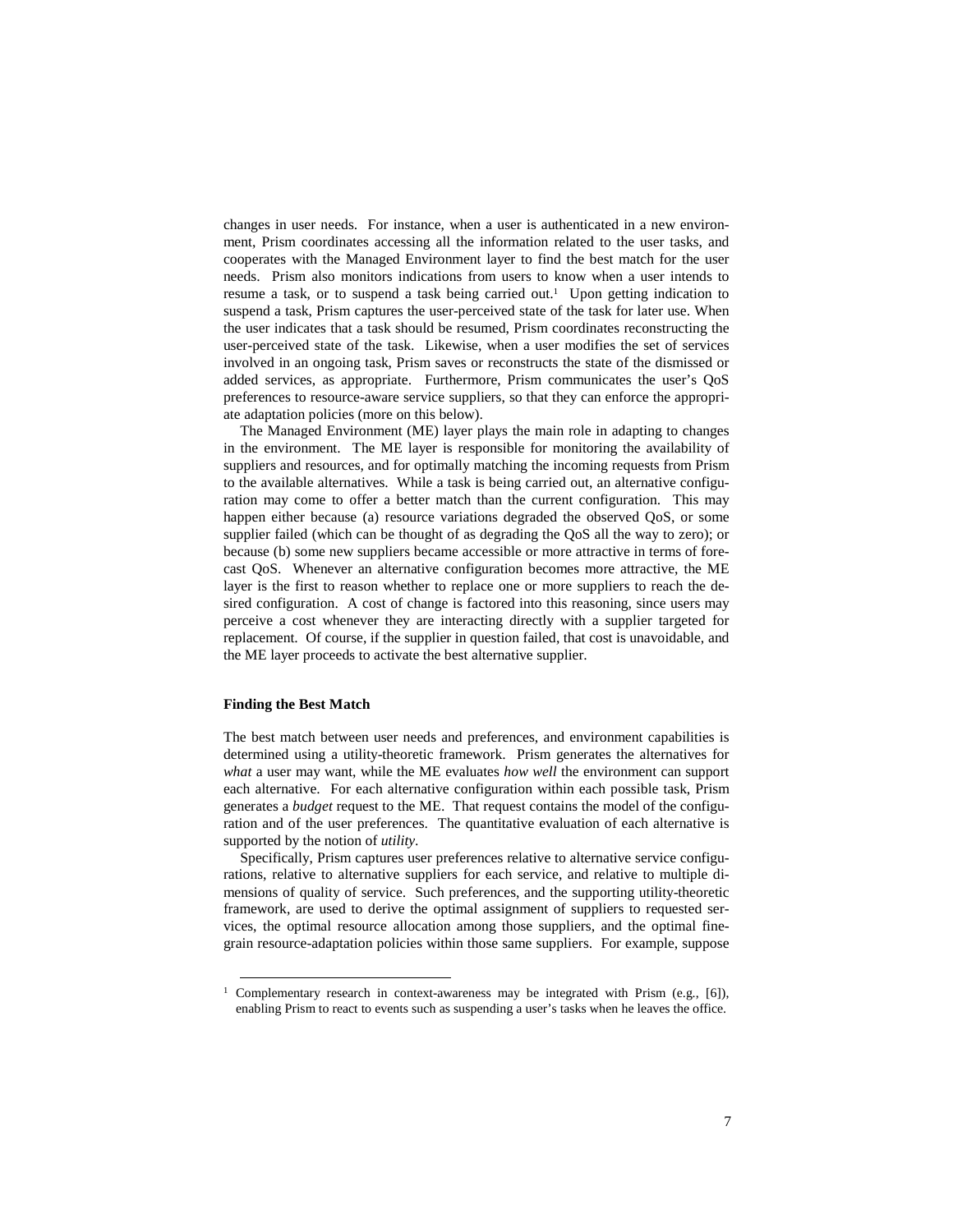changes in user needs. For instance, when a user is authenticated in a new environment, Prism coordinates accessing all the information related to the user tasks, and cooperates with the Managed Environment layer to find the best match for the user needs. Prism also monitors indications from users to know when a user intends to resume a task, or to suspend a task being carried out.[1] Upon getting indication to suspend a task, Prism captures the user-perceived state of the task for later use. When the user indicates that a task should be resumed, Prism coordinates reconstructing the user-perceived state of the task. Likewise, when a user modifies the set of services involved in an ongoing task, Prism saves or reconstructs the state of the dismissed or added services, as appropriate. Furthermore, Prism communicates the user's QoS preferences to resource-aware service suppliers, so that they can enforce the appropriate adaptation policies (more on this below).

The Managed Environment (ME) layer plays the main role in adapting to changes in the environment. The ME layer is responsible for monitoring the availability of suppliers and resources, and for optimally matching the incoming requests from Prism to the available alternatives. While a task is being carried out, an alternative configuration may come to offer a better match than the current configuration. This may happen either because (a) resource variations degraded the observed QoS, or some supplier failed (which can be thought of as degrading the QoS all the way to zero); or because (b) some new suppliers became accessible or more attractive in terms of forecast QoS. Whenever an alternative configuration becomes more attractive, the ME layer is the first to reason whether to replace one or more suppliers to reach the desired configuration. A cost of change is factored into this reasoning, since users may perceive a cost whenever they are interacting directly with a supplier targeted for replacement. Of course, if the supplier in question failed, that cost is unavoidable, and the ME layer proceeds to activate the best alternative supplier.

#### Finding the Best Match

The best match between user needs and preferences, and environment capabilities is determined using a utility-theoretic framework. Prism generates the alternatives for *what* a user may want, while the ME evaluates *how well* the environment can support each alternative. For each alternative configuration within each possible task, Prism generates a *budget* request to the ME. That request contains the model of the configuration and of the user preferences. The quantitative evaluation of each alternative is supported by the notion of *utility*.

Specifically, Prism captures user preferences relative to alternative service configurations, relative to alternative suppliers for each service, and relative to multiple dimensions of quality of service. Such preferences, and the supporting utility-theoretic framework, are used to derive the optimal assignment of suppliers to requested services, the optimal resource allocation among those suppliers, and the optimal fine-grain resource-adaptation policies within those same suppliers. For example, suppose

[1] Complementary research in context-awareness may be integrated with Prism (e.g., [6]), enabling Prism to react to events such as suspending a user's tasks when he leaves the office.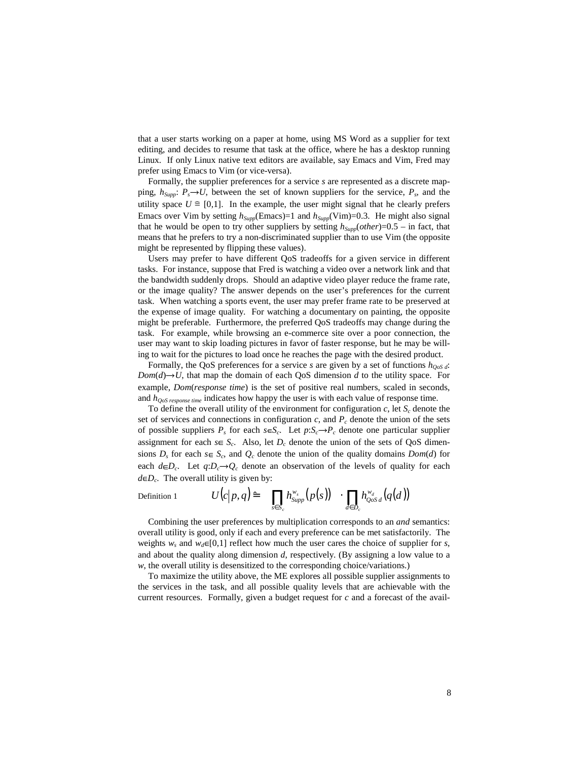that a user starts working on a paper at home, using MS Word as a supplier for text editing, and decides to resume that task at the office, where he has a desktop running Linux. If only Linux native text editors are available, say Emacs and Vim, Fred may prefer using Emacs to Vim (or vice-versa).

Formally, the supplier preferences for a service *s* are represented as a discrete mapping, $h_{Supp}$: $P_s \rightarrow U$, between the set of known suppliers for the service, $P_s$, and the utility space $U \cong [0,1]$. In the example, the user might signal that he clearly prefers Emacs over Vim by setting $h_{Supp}$(Emacs)=1 and $h_{Supp}$(Vim)=0.3. He might also signal that he would be open to try other suppliers by setting $h_{Supp}$(*other*)=0.5 – in fact, that means that he prefers to try a non-discriminated supplier than to use Vim (the opposite might be represented by flipping these values).

Users may prefer to have different QoS tradeoffs for a given service in different tasks. For instance, suppose that Fred is watching a video over a network link and that the bandwidth suddenly drops. Should an adaptive video player reduce the frame rate, or the image quality? The answer depends on the user's preferences for the current task. When watching a sports event, the user may prefer frame rate to be preserved at the expense of image quality. For watching a documentary on painting, the opposite might be preferable. Furthermore, the preferred QoS tradeoffs may change during the task. For example, while browsing an e-commerce site over a poor connection, the user may want to skip loading pictures in favor of faster response, but he may be willing to wait for the pictures to load once he reaches the page with the desired product.

Formally, the QoS preferences for a service *s* are given by a set of functions $h_{QoS\,d}$: $Dom(d) \rightarrow U$, that map the domain of each QoS dimension *d* to the utility space. For example, *Dom*(*response time*) is the set of positive real numbers, scaled in seconds, and $h_{QoS\ response\ time}$ indicates how happy the user is with each value of response time.

To define the overall utility of the environment for configuration *c*, let $S_c$ denote the set of services and connections in configuration *c*, and $P_c$ denote the union of the sets of possible suppliers $P_s$ for each $s \in S_c$. Let $p{:}S_c \rightarrow P_c$ denote one particular supplier assignment for each $s \in S_c$. Also, let $D_c$ denote the union of the sets of QoS dimensions $D_s$ for each $s \in S_c$, and $Q_c$ denote the union of the quality domains $Dom(d)$ for each $d \in D_c$. Let $q{:}D_c \rightarrow Q_c$ denote an observation of the levels of quality for each $d \in D_c$. The overall utility is given by:

Definition 1
$$U(c|\,p,q) \cong \prod_{s \in S_c} h_{Supp}^{w_s}\left(p(s)\right) \cdot \prod_{d \in D_c} h_{QoS\,d}^{w_d}\left(q(d)\right)$$

Combining the user preferences by multiplication corresponds to an *and* semantics: overall utility is good, only if each and every preference can be met satisfactorily. The weights $w_s$ and $w_d \in [0,1]$ reflect how much the user cares the choice of supplier for *s*, and about the quality along dimension *d*, respectively. (By assigning a low value to a *w*, the overall utility is desensitized to the corresponding choice/variations.)

To maximize the utility above, the ME explores all possible supplier assignments to the services in the task, and all possible quality levels that are achievable with the current resources. Formally, given a budget request for *c* and a forecast of the avail-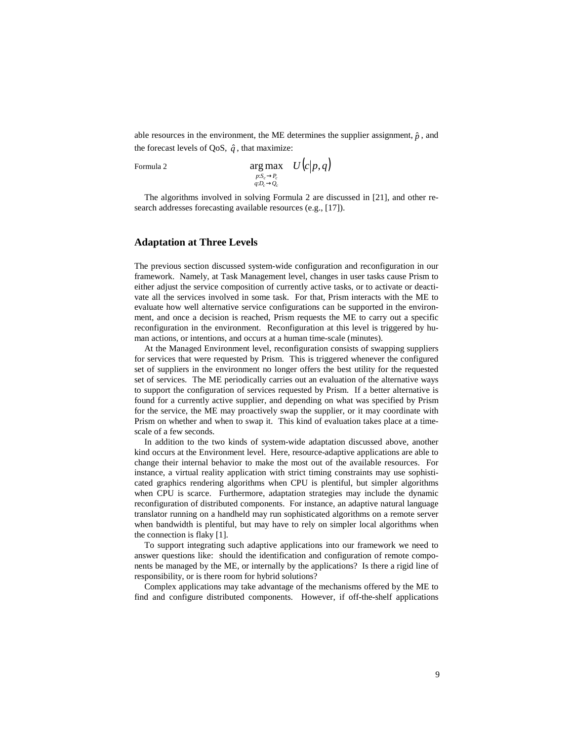able resources in the environment, the ME determines the supplier assignment, $\hat{p}$, and the forecast levels of QoS, $\hat{q}$, that maximize:

Formula 2

$$\underset{\substack{p:S_c \to P_c \\ q:D_c \to Q_c}}{\arg\max} \quad U(c|p,q)$$

The algorithms involved in solving Formula 2 are discussed in [21], and other research addresses forecasting available resources (e.g., [17]).

## Adaptation at Three Levels

The previous section discussed system-wide configuration and reconfiguration in our framework. Namely, at Task Management level, changes in user tasks cause Prism to either adjust the service composition of currently active tasks, or to activate or deactivate all the services involved in some task. For that, Prism interacts with the ME to evaluate how well alternative service configurations can be supported in the environment, and once a decision is reached, Prism requests the ME to carry out a specific reconfiguration in the environment. Reconfiguration at this level is triggered by human actions, or intentions, and occurs at a human time-scale (minutes).

At the Managed Environment level, reconfiguration consists of swapping suppliers for services that were requested by Prism. This is triggered whenever the configured set of suppliers in the environment no longer offers the best utility for the requested set of services. The ME periodically carries out an evaluation of the alternative ways to support the configuration of services requested by Prism. If a better alternative is found for a currently active supplier, and depending on what was specified by Prism for the service, the ME may proactively swap the supplier, or it may coordinate with Prism on whether and when to swap it. This kind of evaluation takes place at a time-scale of a few seconds.

In addition to the two kinds of system-wide adaptation discussed above, another kind occurs at the Environment level. Here, resource-adaptive applications are able to change their internal behavior to make the most out of the available resources. For instance, a virtual reality application with strict timing constraints may use sophisticated graphics rendering algorithms when CPU is plentiful, but simpler algorithms when CPU is scarce. Furthermore, adaptation strategies may include the dynamic reconfiguration of distributed components. For instance, an adaptive natural language translator running on a handheld may run sophisticated algorithms on a remote server when bandwidth is plentiful, but may have to rely on simpler local algorithms when the connection is flaky [1].

To support integrating such adaptive applications into our framework we need to answer questions like: should the identification and configuration of remote components be managed by the ME, or internally by the applications? Is there a rigid line of responsibility, or is there room for hybrid solutions?

Complex applications may take advantage of the mechanisms offered by the ME to find and configure distributed components. However, if off-the-shelf applications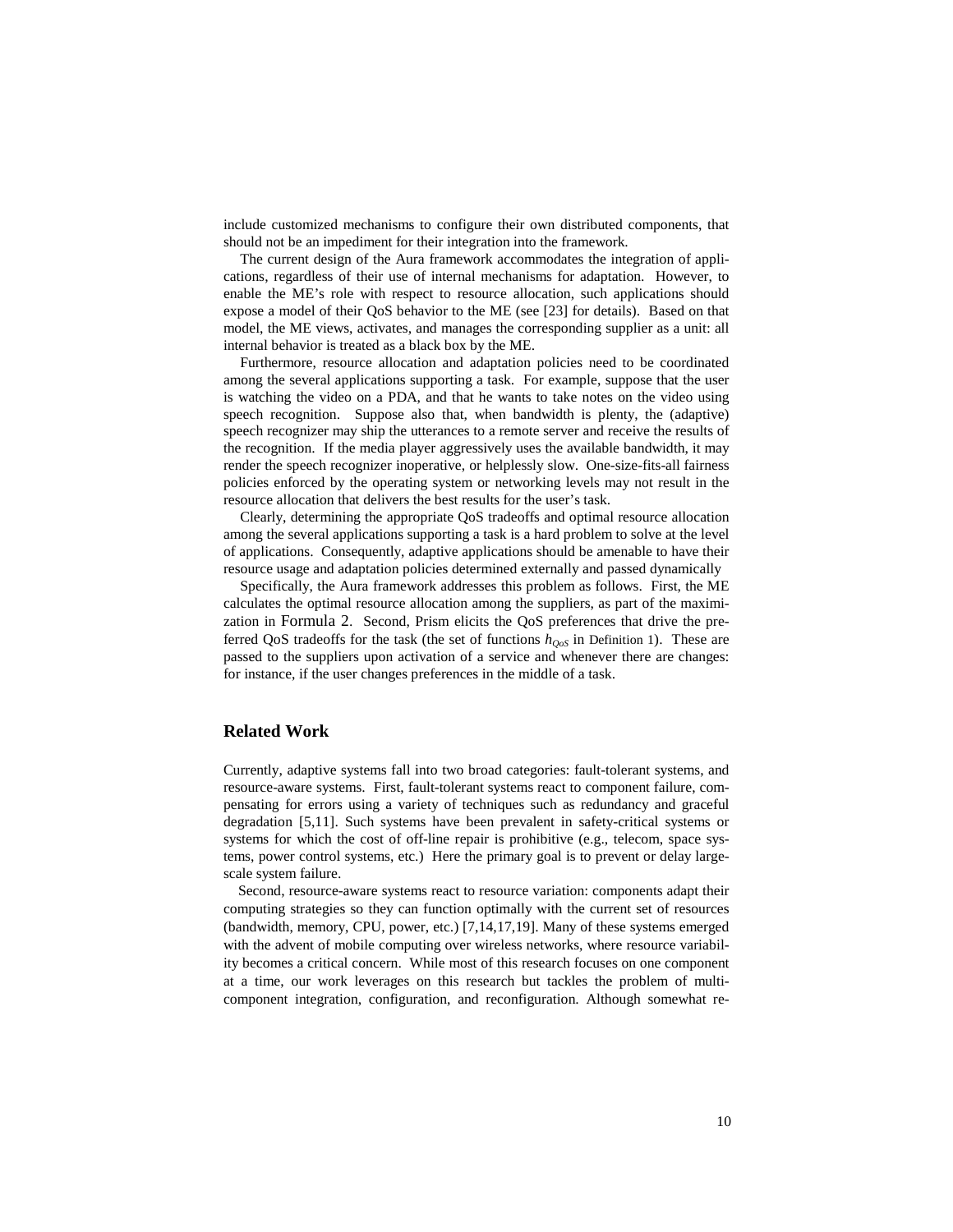include customized mechanisms to configure their own distributed components, that should not be an impediment for their integration into the framework.

The current design of the Aura framework accommodates the integration of applications, regardless of their use of internal mechanisms for adaptation. However, to enable the ME's role with respect to resource allocation, such applications should expose a model of their QoS behavior to the ME (see [23] for details). Based on that model, the ME views, activates, and manages the corresponding supplier as a unit: all internal behavior is treated as a black box by the ME.

Furthermore, resource allocation and adaptation policies need to be coordinated among the several applications supporting a task. For example, suppose that the user is watching the video on a PDA, and that he wants to take notes on the video using speech recognition. Suppose also that, when bandwidth is plenty, the (adaptive) speech recognizer may ship the utterances to a remote server and receive the results of the recognition. If the media player aggressively uses the available bandwidth, it may render the speech recognizer inoperative, or helplessly slow. One-size-fits-all fairness policies enforced by the operating system or networking levels may not result in the resource allocation that delivers the best results for the user's task.

Clearly, determining the appropriate QoS tradeoffs and optimal resource allocation among the several applications supporting a task is a hard problem to solve at the level of applications. Consequently, adaptive applications should be amenable to have their resource usage and adaptation policies determined externally and passed dynamically

Specifically, the Aura framework addresses this problem as follows. First, the ME calculates the optimal resource allocation among the suppliers, as part of the maximization in Formula 2. Second, Prism elicits the QoS preferences that drive the preferred QoS tradeoffs for the task (the set of functions $h_{QoS}$ in Definition 1). These are passed to the suppliers upon activation of a service and whenever there are changes: for instance, if the user changes preferences in the middle of a task.

## Related Work

Currently, adaptive systems fall into two broad categories: fault-tolerant systems, and resource-aware systems. First, fault-tolerant systems react to component failure, compensating for errors using a variety of techniques such as redundancy and graceful degradation [5,11]. Such systems have been prevalent in safety-critical systems or systems for which the cost of off-line repair is prohibitive (e.g., telecom, space systems, power control systems, etc.) Here the primary goal is to prevent or delay large-scale system failure.

Second, resource-aware systems react to resource variation: components adapt their computing strategies so they can function optimally with the current set of resources (bandwidth, memory, CPU, power, etc.) [7,14,17,19]. Many of these systems emerged with the advent of mobile computing over wireless networks, where resource variability becomes a critical concern. While most of this research focuses on one component at a time, our work leverages on this research but tackles the problem of multi-component integration, configuration, and reconfiguration. Although somewhat re-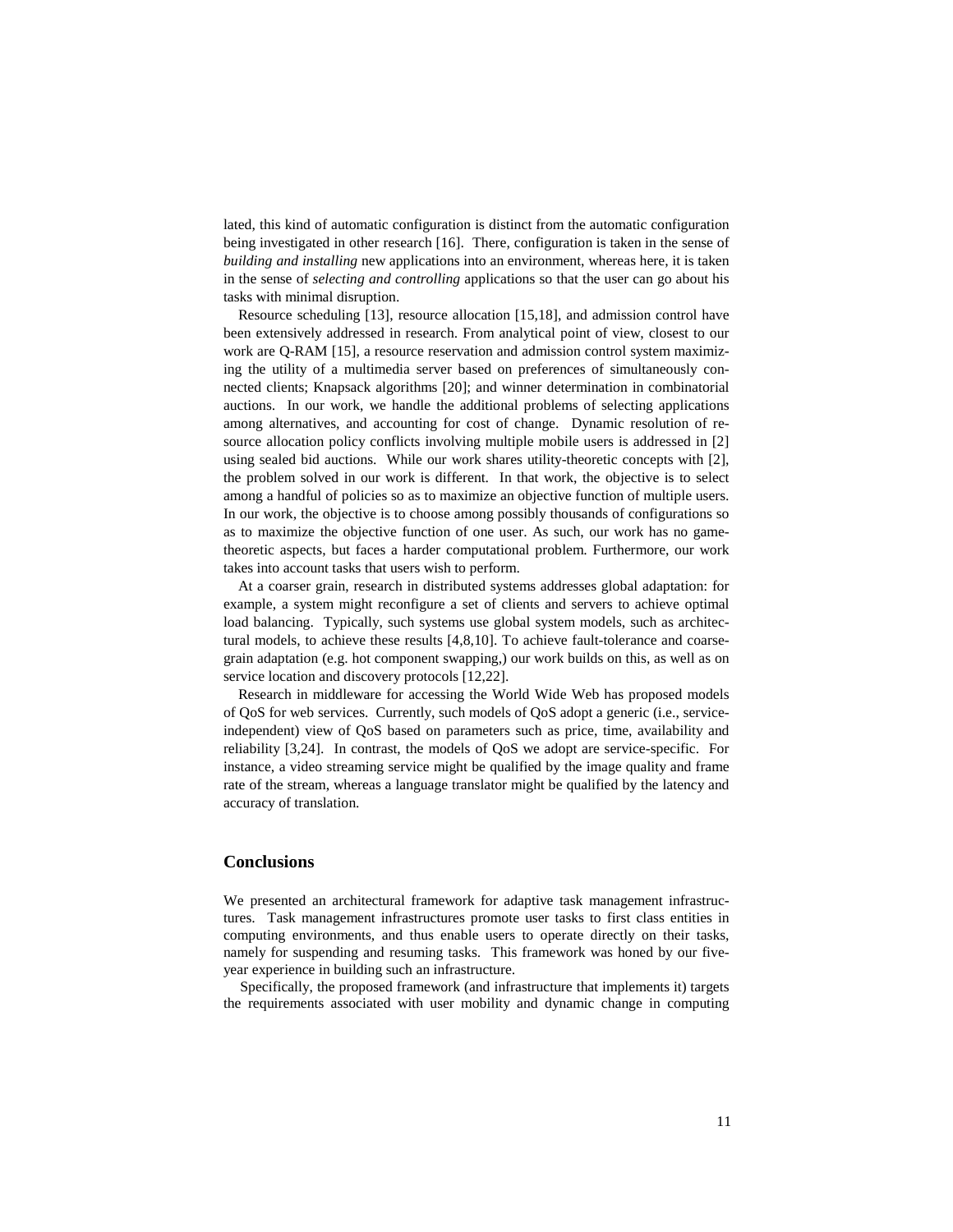lated, this kind of automatic configuration is distinct from the automatic configuration being investigated in other research [16]. There, configuration is taken in the sense of *building and installing* new applications into an environment, whereas here, it is taken in the sense of *selecting and controlling* applications so that the user can go about his tasks with minimal disruption.

Resource scheduling [13], resource allocation [15,18], and admission control have been extensively addressed in research. From analytical point of view, closest to our work are Q-RAM [15], a resource reservation and admission control system maximizing the utility of a multimedia server based on preferences of simultaneously connected clients; Knapsack algorithms [20]; and winner determination in combinatorial auctions. In our work, we handle the additional problems of selecting applications among alternatives, and accounting for cost of change. Dynamic resolution of resource allocation policy conflicts involving multiple mobile users is addressed in [2] using sealed bid auctions. While our work shares utility-theoretic concepts with [2], the problem solved in our work is different. In that work, the objective is to select among a handful of policies so as to maximize an objective function of multiple users. In our work, the objective is to choose among possibly thousands of configurations so as to maximize the objective function of one user. As such, our work has no game-theoretic aspects, but faces a harder computational problem. Furthermore, our work takes into account tasks that users wish to perform.

At a coarser grain, research in distributed systems addresses global adaptation: for example, a system might reconfigure a set of clients and servers to achieve optimal load balancing. Typically, such systems use global system models, such as architectural models, to achieve these results [4,8,10]. To achieve fault-tolerance and coarse-grain adaptation (e.g. hot component swapping,) our work builds on this, as well as on service location and discovery protocols [12,22].

Research in middleware for accessing the World Wide Web has proposed models of QoS for web services. Currently, such models of QoS adopt a generic (i.e., service-independent) view of QoS based on parameters such as price, time, availability and reliability [3,24]. In contrast, the models of QoS we adopt are service-specific. For instance, a video streaming service might be qualified by the image quality and frame rate of the stream, whereas a language translator might be qualified by the latency and accuracy of translation.

## Conclusions

We presented an architectural framework for adaptive task management infrastructures. Task management infrastructures promote user tasks to first class entities in computing environments, and thus enable users to operate directly on their tasks, namely for suspending and resuming tasks. This framework was honed by our five-year experience in building such an infrastructure.

Specifically, the proposed framework (and infrastructure that implements it) targets the requirements associated with user mobility and dynamic change in computing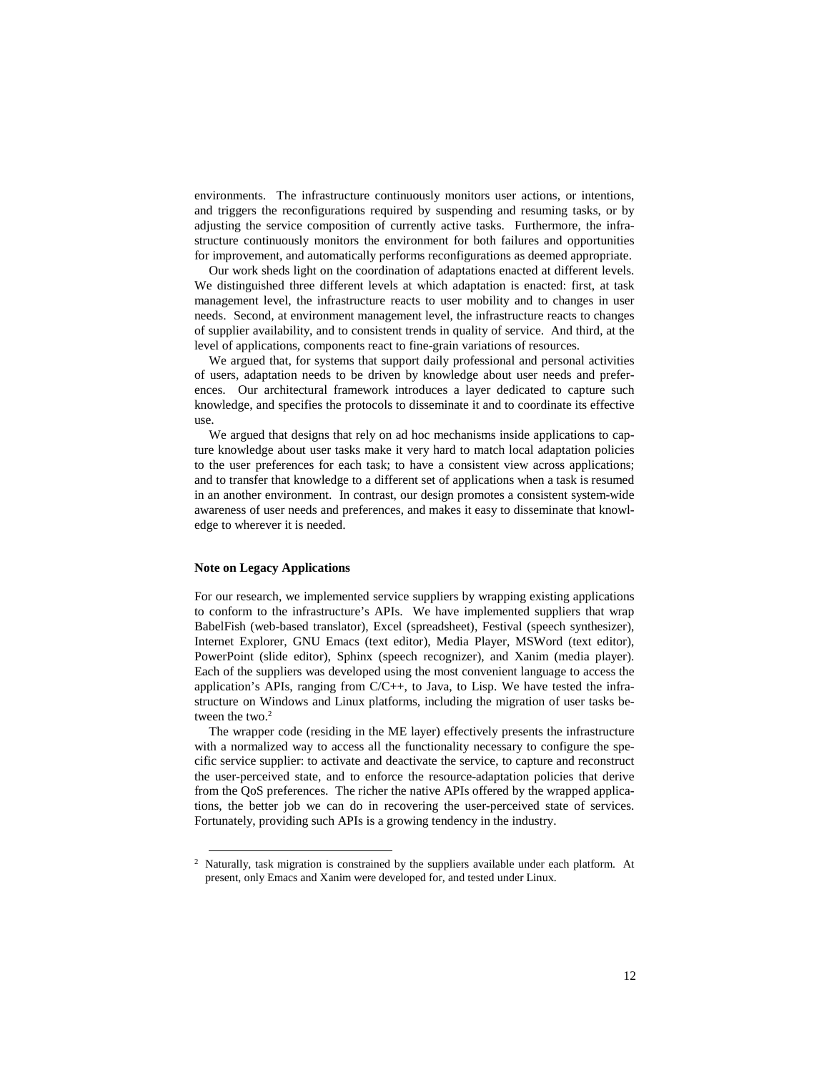environments. The infrastructure continuously monitors user actions, or intentions, and triggers the reconfigurations required by suspending and resuming tasks, or by adjusting the service composition of currently active tasks. Furthermore, the infrastructure continuously monitors the environment for both failures and opportunities for improvement, and automatically performs reconfigurations as deemed appropriate.

Our work sheds light on the coordination of adaptations enacted at different levels. We distinguished three different levels at which adaptation is enacted: first, at task management level, the infrastructure reacts to user mobility and to changes in user needs. Second, at environment management level, the infrastructure reacts to changes of supplier availability, and to consistent trends in quality of service. And third, at the level of applications, components react to fine-grain variations of resources.

We argued that, for systems that support daily professional and personal activities of users, adaptation needs to be driven by knowledge about user needs and preferences. Our architectural framework introduces a layer dedicated to capture such knowledge, and specifies the protocols to disseminate it and to coordinate its effective use.

We argued that designs that rely on ad hoc mechanisms inside applications to capture knowledge about user tasks make it very hard to match local adaptation policies to the user preferences for each task; to have a consistent view across applications; and to transfer that knowledge to a different set of applications when a task is resumed in an another environment. In contrast, our design promotes a consistent system-wide awareness of user needs and preferences, and makes it easy to disseminate that knowledge to wherever it is needed.

#### Note on Legacy Applications

For our research, we implemented service suppliers by wrapping existing applications to conform to the infrastructure's APIs. We have implemented suppliers that wrap BabelFish (web-based translator), Excel (spreadsheet), Festival (speech synthesizer), Internet Explorer, GNU Emacs (text editor), Media Player, MSWord (text editor), PowerPoint (slide editor), Sphinx (speech recognizer), and Xanim (media player). Each of the suppliers was developed using the most convenient language to access the application's APIs, ranging from C/C++, to Java, to Lisp. We have tested the infrastructure on Windows and Linux platforms, including the migration of user tasks between the two.[2]

The wrapper code (residing in the ME layer) effectively presents the infrastructure with a normalized way to access all the functionality necessary to configure the specific service supplier: to activate and deactivate the service, to capture and reconstruct the user-perceived state, and to enforce the resource-adaptation policies that derive from the QoS preferences. The richer the native APIs offered by the wrapped applications, the better job we can do in recovering the user-perceived state of services. Fortunately, providing such APIs is a growing tendency in the industry.

---

[2] Naturally, task migration is constrained by the suppliers available under each platform. At present, only Emacs and Xanim were developed for, and tested under Linux.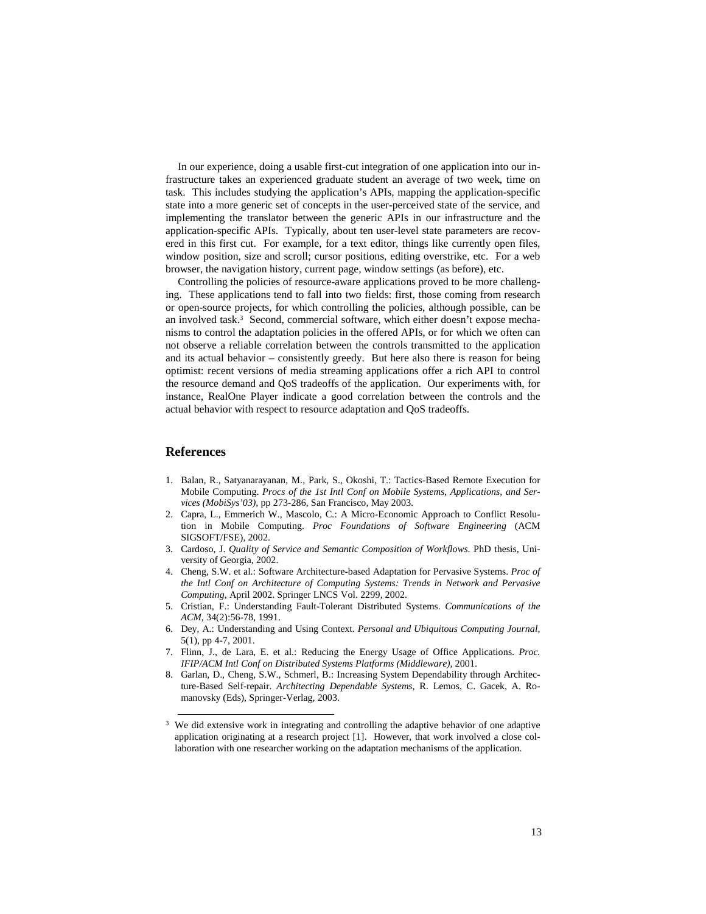In our experience, doing a usable first-cut integration of one application into our infrastructure takes an experienced graduate student an average of two week, time on task. This includes studying the application's APIs, mapping the application-specific state into a more generic set of concepts in the user-perceived state of the service, and implementing the translator between the generic APIs in our infrastructure and the application-specific APIs. Typically, about ten user-level state parameters are recovered in this first cut. For example, for a text editor, things like currently open files, window position, size and scroll; cursor positions, editing overstrike, etc. For a web browser, the navigation history, current page, window settings (as before), etc.

Controlling the policies of resource-aware applications proved to be more challenging. These applications tend to fall into two fields: first, those coming from research or open-source projects, for which controlling the policies, although possible, can be an involved task.[3] Second, commercial software, which either doesn't expose mechanisms to control the adaptation policies in the offered APIs, or for which we often can not observe a reliable correlation between the controls transmitted to the application and its actual behavior – consistently greedy. But here also there is reason for being optimist: recent versions of media streaming applications offer a rich API to control the resource demand and QoS tradeoffs of the application. Our experiments with, for instance, RealOne Player indicate a good correlation between the controls and the actual behavior with respect to resource adaptation and QoS tradeoffs.

## References

1. Balan, R., Satyanarayanan, M., Park, S., Okoshi, T.: Tactics-Based Remote Execution for Mobile Computing. *Procs of the 1st Intl Conf on Mobile Systems, Applications, and Services (MobiSys'03)*, pp 273-286, San Francisco, May 2003.
2. Capra, L., Emmerich W., Mascolo, C.: A Micro-Economic Approach to Conflict Resolution in Mobile Computing. *Proc Foundations of Software Engineering* (ACM SIGSOFT/FSE), 2002.
3. Cardoso, J. *Quality of Service and Semantic Composition of Workflows*. PhD thesis, University of Georgia, 2002.
4. Cheng, S.W. et al.: Software Architecture-based Adaptation for Pervasive Systems. *Proc of the Intl Conf on Architecture of Computing Systems: Trends in Network and Pervasive Computing*, April 2002. Springer LNCS Vol. 2299, 2002.
5. Cristian, F.: Understanding Fault-Tolerant Distributed Systems. *Communications of the ACM*, 34(2):56-78, 1991.
6. Dey, A.: Understanding and Using Context. *Personal and Ubiquitous Computing Journal*, 5(1), pp 4-7, 2001.
7. Flinn, J., de Lara, E. et al.: Reducing the Energy Usage of Office Applications. *Proc. IFIP/ACM Intl Conf on Distributed Systems Platforms (Middleware)*, 2001.
8. Garlan, D., Cheng, S.W., Schmerl, B.: Increasing System Dependability through Architecture-Based Self-repair. *Architecting Dependable Systems*, R. Lemos, C. Gacek, A. Romanovsky (Eds), Springer-Verlag, 2003.

---

[3] We did extensive work in integrating and controlling the adaptive behavior of one adaptive application originating at a research project [1]. However, that work involved a close collaboration with one researcher working on the adaptation mechanisms of the application.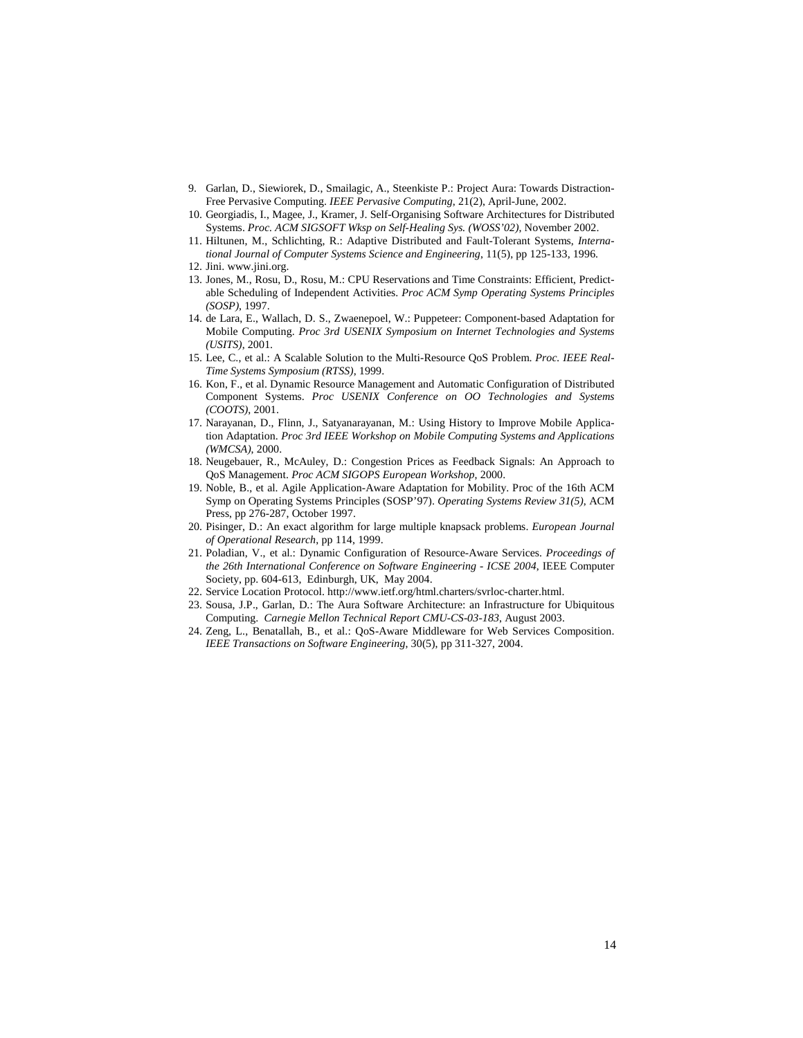9. Garlan, D., Siewiorek, D., Smailagic, A., Steenkiste P.: Project Aura: Towards Distraction-Free Pervasive Computing. *IEEE Pervasive Computing*, 21(2), April-June, 2002.
10. Georgiadis, I., Magee, J., Kramer, J. Self-Organising Software Architectures for Distributed Systems. *Proc. ACM SIGSOFT Wksp on Self-Healing Sys. (WOSS'02)*, November 2002.
11. Hiltunen, M., Schlichting, R.: Adaptive Distributed and Fault-Tolerant Systems, *International Journal of Computer Systems Science and Engineering*, 11(5), pp 125-133, 1996.
12. Jini. www.jini.org.
13. Jones, M., Rosu, D., Rosu, M.: CPU Reservations and Time Constraints: Efficient, Predictable Scheduling of Independent Activities. *Proc ACM Symp Operating Systems Principles (SOSP)*, 1997.
14. de Lara, E., Wallach, D. S., Zwaenepoel, W.: Puppeteer: Component-based Adaptation for Mobile Computing. *Proc 3rd USENIX Symposium on Internet Technologies and Systems (USITS)*, 2001.
15. Lee, C., et al.: A Scalable Solution to the Multi-Resource QoS Problem. *Proc. IEEE Real-Time Systems Symposium (RTSS)*, 1999.
16. Kon, F., et al. Dynamic Resource Management and Automatic Configuration of Distributed Component Systems. *Proc USENIX Conference on OO Technologies and Systems (COOTS)*, 2001.
17. Narayanan, D., Flinn, J., Satyanarayanan, M.: Using History to Improve Mobile Application Adaptation. *Proc 3rd IEEE Workshop on Mobile Computing Systems and Applications (WMCSA)*, 2000.
18. Neugebauer, R., McAuley, D.: Congestion Prices as Feedback Signals: An Approach to QoS Management. *Proc ACM SIGOPS European Workshop*, 2000.
19. Noble, B., et al. Agile Application-Aware Adaptation for Mobility. Proc of the 16th ACM Symp on Operating Systems Principles (SOSP'97). *Operating Systems Review 31(5)*, ACM Press, pp 276-287, October 1997.
20. Pisinger, D.: An exact algorithm for large multiple knapsack problems. *European Journal of Operational Research*, pp 114, 1999.
21. Poladian, V., et al.: Dynamic Configuration of Resource-Aware Services. *Proceedings of the 26th International Conference on Software Engineering - ICSE 2004*, IEEE Computer Society, pp. 604-613, Edinburgh, UK, May 2004.
22. Service Location Protocol. http://www.ietf.org/html.charters/svrloc-charter.html.
23. Sousa, J.P., Garlan, D.: The Aura Software Architecture: an Infrastructure for Ubiquitous Computing. *Carnegie Mellon Technical Report CMU-CS-03-183*, August 2003.
24. Zeng, L., Benatallah, B., et al.: QoS-Aware Middleware for Web Services Composition. *IEEE Transactions on Software Engineering*, 30(5), pp 311-327, 2004.